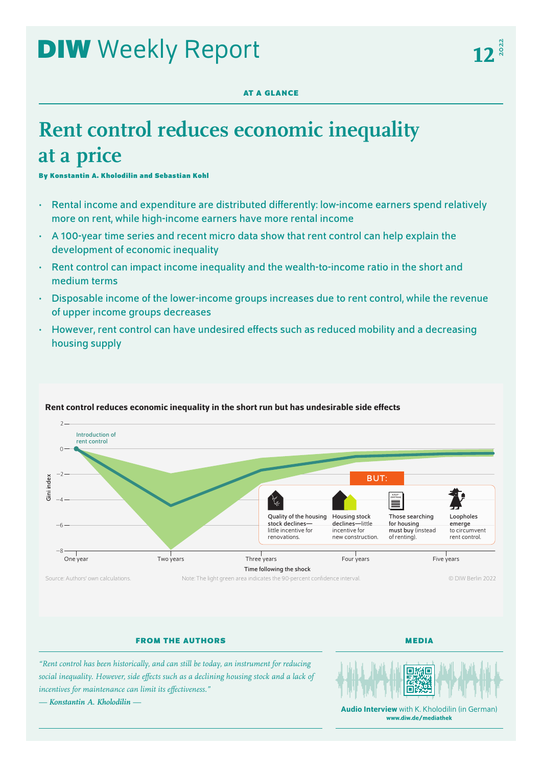# DIW Weekly Report 12 2022

**AT A GLANCE**

# Rent control reduces economic inequality at a price

**By Konstantin A. Kholodilin and Sebastian Kohl**

- Rental income and expenditure are distributed differently: low-income earners spend relatively more on rent, while high-income earners have more rental income
- A 100-year time series and recent micro data show that rent control can help explain the development of economic inequality
- Rent control can impact income inequality and the wealth-to-income ratio in the short and medium terms
- Disposable income of the lower-income groups increases due to rent control, while the revenue of upper income groups decreases
- However, rent control can have undesired effects such as reduced mobility and a decreasing housing supply

**Rent control reduces economic inequality in the short run but has undesirable side effects**

Introduction of rent control

Gini index

Time following the shock: One year, Two years, Three years, Four years, Five years

BUT:

- Quality of the housing stock declines—little incentive for renovations.
- Housing stock declines—little incentive for new construction.
- Those searching for housing must buy (instead of renting).
- Loopholes emerge to circumvent rent control.

Source: Authors' own calculations.

Note: The light green area indicates the 90-percent confidence interval.

© DIW Berlin 2022

**FROM THE AUTHORS**

*"Rent control has been historically, and can still be today, an instrument for reducing social inequality. However, side effects such as a declining housing stock and a lack of incentives for maintenance can limit its effectiveness."*

*— Konstantin A. Kholodilin —*

**MEDIA**

**Audio Interview** with K. Kholodilin (in German)
**www.diw.de/mediathek**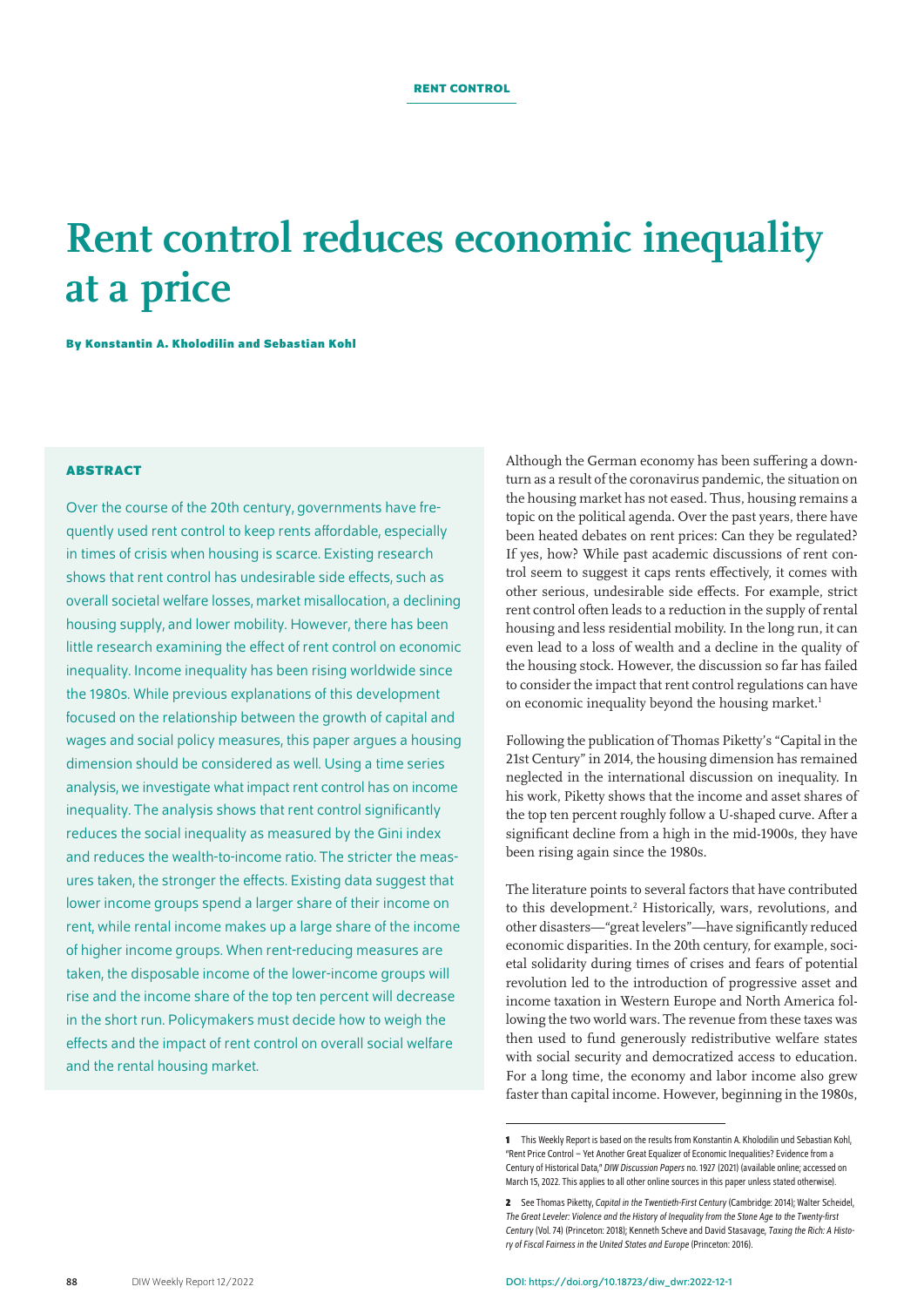RENT CONTROL

# Rent control reduces economic inequality at a price

**By Konstantin A. Kholodilin and Sebastian Kohl**

### ABSTRACT

Over the course of the 20th century, governments have frequently used rent control to keep rents affordable, especially in times of crisis when housing is scarce. Existing research shows that rent control has undesirable side effects, such as overall societal welfare losses, market misallocation, a declining housing supply, and lower mobility. However, there has been little research examining the effect of rent control on economic inequality. Income inequality has been rising worldwide since the 1980s. While previous explanations of this development focused on the relationship between the growth of capital and wages and social policy measures, this paper argues a housing dimension should be considered as well. Using a time series analysis, we investigate what impact rent control has on income inequality. The analysis shows that rent control significantly reduces the social inequality as measured by the Gini index and reduces the wealth-to-income ratio. The stricter the measures taken, the stronger the effects. Existing data suggest that lower income groups spend a larger share of their income on rent, while rental income makes up a large share of the income of higher income groups. When rent-reducing measures are taken, the disposable income of the lower-income groups will rise and the income share of the top ten percent will decrease in the short run. Policymakers must decide how to weigh the effects and the impact of rent control on overall social welfare and the rental housing market.

Although the German economy has been suffering a downturn as a result of the coronavirus pandemic, the situation on the housing market has not eased. Thus, housing remains a topic on the political agenda. Over the past years, there have been heated debates on rent prices: Can they be regulated? If yes, how? While past academic discussions of rent control seem to suggest it caps rents effectively, it comes with other serious, undesirable side effects. For example, strict rent control often leads to a reduction in the supply of rental housing and less residential mobility. In the long run, it can even lead to a loss of wealth and a decline in the quality of the housing stock. However, the discussion so far has failed to consider the impact that rent control regulations can have on economic inequality beyond the housing market.[1]

Following the publication of Thomas Piketty's "Capital in the 21st Century" in 2014, the housing dimension has remained neglected in the international discussion on inequality. In his work, Piketty shows that the income and asset shares of the top ten percent roughly follow a U-shaped curve. After a significant decline from a high in the mid-1900s, they have been rising again since the 1980s.

The literature points to several factors that have contributed to this development.[2] Historically, wars, revolutions, and other disasters—"great levelers"—have significantly reduced economic disparities. In the 20th century, for example, societal solidarity during times of crises and fears of potential revolution led to the introduction of progressive asset and income taxation in Western Europe and North America following the two world wars. The revenue from these taxes was then used to fund generously redistributive welfare states with social security and democratized access to education. For a long time, the economy and labor income also grew faster than capital income. However, beginning in the 1980s,

[1] This Weekly Report is based on the results from Konstantin A. Kholodilin und Sebastian Kohl, "Rent Price Control – Yet Another Great Equalizer of Economic Inequalities? Evidence from a Century of Historical Data," *DIW Discussion Papers* no. 1927 (2021) (available online; accessed on March 15, 2022. This applies to all other online sources in this paper unless stated otherwise).

[2] See Thomas Piketty, *Capital in the Twentieth-First Century* (Cambridge: 2014); Walter Scheidel, *The Great Leveler: Violence and the History of Inequality from the Stone Age to the Twenty-first Century* (Vol. 74) (Princeton: 2018); Kenneth Scheve and David Stasavage, *Taxing the Rich: A History of Fiscal Fairness in the United States and Europe* (Princeton: 2016).

DOI: https://doi.org/10.18723/diw_dwr:2022-12-1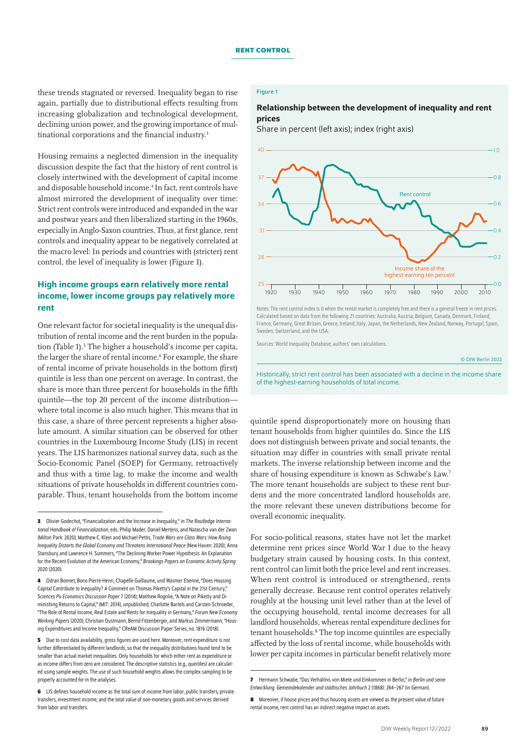these trends stagnated or reversed. Inequality began to rise again, partially due to distributional effects resulting from increasing globalization and technological development, declining union power, and the growing importance of multinational corporations and the financial industry.[3]

Housing remains a neglected dimension in the inequality discussion despite the fact that the history of rent control is closely intertwined with the development of capital income and disposable household income.[4] In fact, rent controls have almost mirrored the development of inequality over time: Strict rent controls were introduced and expanded in the war and postwar years and then liberalized starting in the 1960s, especially in Anglo-Saxon countries. Thus, at first glance, rent controls and inequality appear to be negatively correlated at the macro level: In periods and countries with (stricter) rent control, the level of inequality is lower (Figure 1).

Figure 1

**Relationship between the development of inequality and rent prices**

Share in percent (left axis); index (right axis)

Notes: The rent control index is 0 when the rental market is completely free and there is a general freeze in rent prices. Calculated based on data from the following 21 countries: Australia, Austria, Belgium, Canada, Denmark, Finland, France, Germany, Great Britain, Greece, Ireland, Italy, Japan, the Netherlands, New Zealand, Norway, Portugal, Spain, Sweden, Switzerland, and the USA.

Sources: World Inequality Database; authors' own calculations.

© DIW Berlin 2022

Historically, strict rent control has been associated with a decline in the income share of the highest-earning households of total income.

## High income groups earn relatively more rental income, lower income groups pay relatively more rent

One relevant factor for societal inequality is the unequal distribution of rental income and the rent burden in the population (Table 1).[5] The higher a household's income per capita, the larger the share of rental income.[6] For example, the share of rental income of private households in the bottom (first) quintile is less than one percent on average. In contrast, the share is more than three percent for households in the fifth quintile—the top 20 percent of the income distribution—where total income is also much higher. This means that in this case, a share of three percent represents a higher absolute amount. A similar situation can be observed for other countries in the Luxembourg Income Study (LIS) in recent years. The LIS harmonizes national survey data, such as the Socio-Economic Panel (SOEP) for Germany, retroactively and thus with a time lag, to make the income and wealth situations of private households in different countries comparable. Thus, tenant households from the bottom income quintile spend disproportionately more on housing than tenant households from higher quintiles do. Since the LIS does not distinguish between private and social tenants, the situation may differ in countries with small private rental markets. The inverse relationship between income and the share of housing expenditure is known as Schwabe's Law.[7] The more tenant households are subject to these rent burdens and the more concentrated landlord households are, the more relevant these uneven distributions become for overall economic inequality.

For socio-political reasons, states have not let the market determine rent prices since World War I due to the heavy budgetary strain caused by housing costs. In this context, rent control can limit both the price level and rent increases. When rent control is introduced or strengthened, rents generally decrease. Because rent control operates relatively roughly at the housing unit level rather than at the level of the occupying household, rental income decreases for all landlord households, whereas rental expenditure declines for tenant households.[8] The top income quintiles are especially affected by the loss of rental income, while households with lower per capita incomes in particular benefit relatively more

---

3 Olivier Godechot, "Financialization and the Increase in Inequality," in *The Routledge International Handbook of Financialization*, eds. Philip Mader, Daniel Mertens, and Natascha van der Zwan (Milton Park: 2020); Matthew C. Klein and Michael Pettis, *Trade Wars are Class Wars: How Rising Inequality Distorts the Global Economy and Threatens International Peace* (New Haven: 2020); Anna Stansbury and Lawrence H. Summers, "The Declining Worker Power Hypothesis: An Explanation for the Recent Evolution of the American Economy," *Brookings Papers on Economic Activity Spring* 2020 (2020).

4 Odran Bonnet, Bono Pierre-Henri, Chapelle Guillaume, und Wasmer Etienne, "Does Housing Capital Contribute to Inequality? A Comment on Thomas Piketty's Capital in the 21st Century," *Sciences Po Economics Discussion Paper* 7 (2014); Matthew Rognlie, "A Note on Piketty and Diminishing Returns to Capital," (MIT: 2014), unpublished; Charlotte Bartels and Carsten Schroeder, "The Role of Rental Income, Real Estate and Rents for Inequality in Germany," *Forum New Economy Working Papers* (2020); Christian Dustmann, Bernd Fitzenberger, and Markus Zimmermann, "Housing Expenditures and Income Inequality," CReAM Discussion Paper Series, no. 1816 (2018).

5 Due to cost data availability, gross figures are used here. Moreover, rent expenditure is not further differentiated by different landlords, so that the inequality distributions found tend to be smaller than actual market inequalities. Only households for which either rent as expenditure or as income differs from zero are considered. The descriptive statistics (e.g., quintiles) are calculated using sample weights. The use of such household weights allows the complex sampling to be properly accounted for in the analyses.

6 LIS defines household income as the total sum of income from labor, public transfers, private transfers, investment income, and the total value of non-monetary goods and services derived from labor and transfers.

7 Hermann Schwabe, "Das Verhältnis von Miete und Einkommen in Berlin," in *Berlin und seine Entwicklung. Gemeindekalender und städtisches Jahrbuch* 2 (1868): 264–267 (in German).

8 Moreover, if house prices and thus housing assets are viewed as the present value of future rental income, rent control has an indirect negative impact on assets.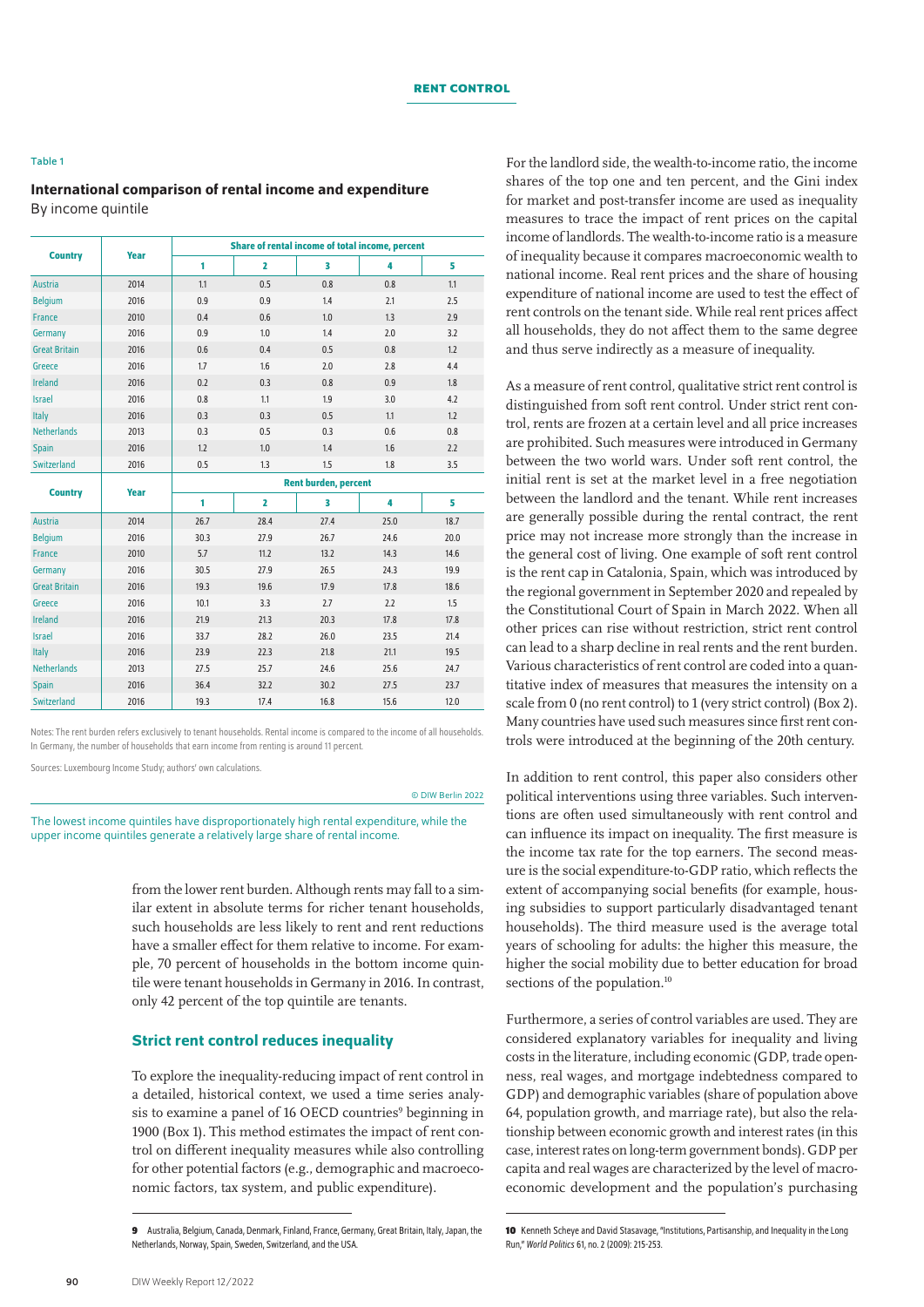Table 1

**International comparison of rental income and expenditure**
By income quintile

| Country | Year | Share of rental income of total income, percent | | | | |
|---|---|---|---|---|---|---|
| | | 1 | 2 | 3 | 4 | 5 |
| Austria | 2014 | 1.1 | 0.5 | 0.8 | 0.8 | 1.1 |
| Belgium | 2016 | 0.9 | 0.9 | 1.4 | 2.1 | 2.5 |
| France | 2010 | 0.4 | 0.6 | 1.0 | 1.3 | 2.9 |
| Germany | 2016 | 0.9 | 1.0 | 1.4 | 2.0 | 3.2 |
| Great Britain | 2016 | 0.6 | 0.4 | 0.5 | 0.8 | 1.2 |
| Greece | 2016 | 1.7 | 1.6 | 2.0 | 2.8 | 4.4 |
| Ireland | 2016 | 0.2 | 0.3 | 0.8 | 0.9 | 1.8 |
| Israel | 2016 | 0.8 | 1.1 | 1.9 | 3.0 | 4.2 |
| Italy | 2016 | 0.3 | 0.3 | 0.5 | 1.1 | 1.2 |
| Netherlands | 2013 | 0.3 | 0.5 | 0.3 | 0.6 | 0.8 |
| Spain | 2016 | 1.2 | 1.0 | 1.4 | 1.6 | 2.2 |
| Switzerland | 2016 | 0.5 | 1.3 | 1.5 | 1.8 | 3.5 |
| **Country** | **Year** | **Rent burden, percent** | | | | |
| | | **1** | **2** | **3** | **4** | **5** |
| Austria | 2014 | 26.7 | 28.4 | 27.4 | 25.0 | 18.7 |
| Belgium | 2016 | 30.3 | 27.9 | 26.7 | 24.6 | 20.0 |
| France | 2010 | 5.7 | 11.2 | 13.2 | 14.3 | 14.6 |
| Germany | 2016 | 30.5 | 27.9 | 26.5 | 24.3 | 19.9 |
| Great Britain | 2016 | 19.3 | 19.6 | 17.9 | 17.8 | 18.6 |
| Greece | 2016 | 10.1 | 3.3 | 2.7 | 2.2 | 1.5 |
| Ireland | 2016 | 21.9 | 21.3 | 20.3 | 17.8 | 17.8 |
| Israel | 2016 | 33.7 | 28.2 | 26.0 | 23.5 | 21.4 |
| Italy | 2016 | 23.9 | 22.3 | 21.8 | 21.1 | 19.5 |
| Netherlands | 2013 | 27.5 | 25.7 | 24.6 | 25.6 | 24.7 |
| Spain | 2016 | 36.4 | 32.2 | 30.2 | 27.5 | 23.7 |
| Switzerland | 2016 | 19.3 | 17.4 | 16.8 | 15.6 | 12.0 |

Notes: The rent burden refers exclusively to tenant households. Rental income is compared to the income of all households. In Germany, the number of households that earn income from renting is around 11 percent.

Sources: Luxembourg Income Study; authors' own calculations.

© DIW Berlin 2022

The lowest income quintiles have disproportionately high rental expenditure, while the upper income quintiles generate a relatively large share of rental income.

from the lower rent burden. Although rents may fall to a similar extent in absolute terms for richer tenant households, such households are less likely to rent and rent reductions have a smaller effect for them relative to income. For example, 70 percent of households in the bottom income quintile were tenant households in Germany in 2016. In contrast, only 42 percent of the top quintile are tenants.

## Strict rent control reduces inequality

To explore the inequality-reducing impact of rent control in a detailed, historical context, we used a time series analysis to examine a panel of 16 OECD countries[9] beginning in 1900 (Box 1). This method estimates the impact of rent control on different inequality measures while also controlling for other potential factors (e.g., demographic and macroeconomic factors, tax system, and public expenditure).

For the landlord side, the wealth-to-income ratio, the income shares of the top one and ten percent, and the Gini index for market and post-transfer income are used as inequality measures to trace the impact of rent prices on the capital income of landlords. The wealth-to-income ratio is a measure of inequality because it compares macroeconomic wealth to national income. Real rent prices and the share of housing expenditure of national income are used to test the effect of rent controls on the tenant side. While real rent prices affect all households, they do not affect them to the same degree and thus serve indirectly as a measure of inequality.

As a measure of rent control, qualitative strict rent control is distinguished from soft rent control. Under strict rent control, rents are frozen at a certain level and all price increases are prohibited. Such measures were introduced in Germany between the two world wars. Under soft rent control, the initial rent is set at the market level in a free negotiation between the landlord and the tenant. While rent increases are generally possible during the rental contract, the rent price may not increase more strongly than the increase in the general cost of living. One example of soft rent control is the rent cap in Catalonia, Spain, which was introduced by the regional government in September 2020 and repealed by the Constitutional Court of Spain in March 2022. When all other prices can rise without restriction, strict rent control can lead to a sharp decline in real rents and the rent burden. Various characteristics of rent control are coded into a quantitative index of measures that measures the intensity on a scale from 0 (no rent control) to 1 (very strict control) (Box 2). Many countries have used such measures since first rent controls were introduced at the beginning of the 20th century.

In addition to rent control, this paper also considers other political interventions using three variables. Such interventions are often used simultaneously with rent control and can influence its impact on inequality. The first measure is the income tax rate for the top earners. The second measure is the social expenditure-to-GDP ratio, which reflects the extent of accompanying social benefits (for example, housing subsidies to support particularly disadvantaged tenant households). The third measure used is the average total years of schooling for adults: the higher this measure, the higher the social mobility due to better education for broad sections of the population.[10]

Furthermore, a series of control variables are used. They are considered explanatory variables for inequality and living costs in the literature, including economic (GDP, trade openness, real wages, and mortgage indebtedness compared to GDP) and demographic variables (share of population above 64, population growth, and marriage rate), but also the relationship between economic growth and interest rates (in this case, interest rates on long-term government bonds). GDP per capita and real wages are characterized by the level of macroeconomic development and the population's purchasing

---

[9] Australia, Belgium, Canada, Denmark, Finland, France, Germany, Great Britain, Italy, Japan, the Netherlands, Norway, Spain, Sweden, Switzerland, and the USA.

[10] Kenneth Scheye and David Stasavage, "Institutions, Partisanship, and Inequality in the Long Run," *World Politics* 61, no. 2 (2009): 215-253.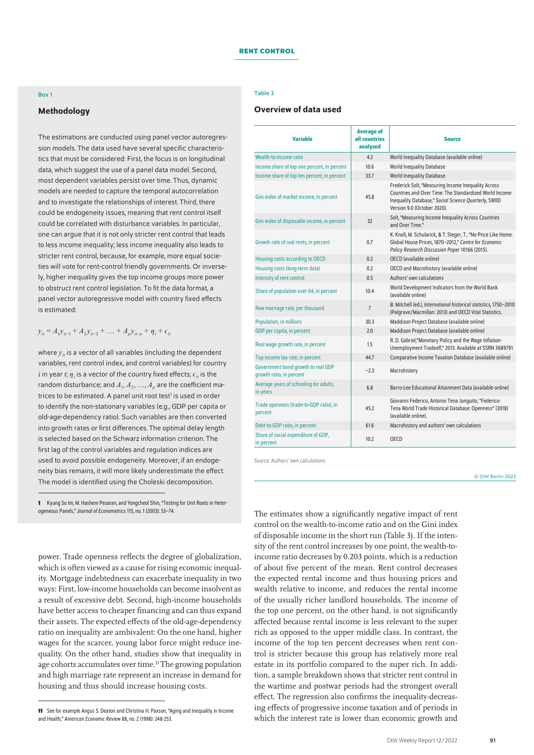## Box 1

### Methodology

The estimations are conducted using panel vector autoregression models. The data used have several specific characteristics that must be considered: First, the focus is on longitudinal data, which suggest the use of a panel data model. Second, most dependent variables persist over time. Thus, dynamic models are needed to capture the temporal autocorrelation and to investigate the relationships of interest. Third, there could be endogeneity issues, meaning that rent control itself could be correlated with disturbance variables. In particular, one can argue that it is not only stricter rent control that leads to less income inequality; less income inequality also leads to stricter rent control, because, for example, more equal societies will vote for rent-control friendly governments. Or inversely, higher inequality gives the top income groups more power to obstruct rent control legislation. To fit the data format, a panel vector autoregressive model with country fixed effects is estimated:

$$y_{it} = A_1 y_{it-1} + A_2 y_{it-2} + \ldots + A_p y_{it-p} + \eta_i + \epsilon_{it}$$

where $y_{it}$ is a vector of all variables (including the dependent variables, rent control index, and control variables) for country $i$ in year $t$; $\eta_i$ is a vector of the country fixed effects; $\epsilon_{it}$ is the random disturbance; and $A_1, A_2, \ldots, A_p$ are the coefficient matrices to be estimated. A panel unit root test[1] is used in order to identify the non-stationary variables (e.g., GDP per capita or old-age-dependency ratio). Such variables are then converted into growth rates or first differences. The optimal delay length is selected based on the Schwarz information criterion. The first lag of the control variables and regulation indices are used to avoid possible endogeneity. Moreover, if an endogeneity bias remains, it will more likely underestimate the effect. The model is identified using the Choleski decomposition.

1 Kyung So Im, M. Hashem Pesaran, and Yongcheol Shin, "Testing for Unit Roots in Heterogeneous Panels," *Journal of Econometrics* 115, no. 1 (2003): 53–74.

power. Trade openness reflects the degree of globalization, which is often viewed as a cause for rising economic inequality. Mortgage indebtedness can exacerbate inequality in two ways: First, low-income households can become insolvent as a result of excessive debt. Second, high-income households have better access to cheaper financing and can thus expand their assets. The expected effects of the old-age-dependency ratio on inequality are ambivalent: On the one hand, higher wages for the scarcer, young labor force might reduce inequality. On the other hand, studies show that inequality in age cohorts accumulates over time.[11] The growing population and high marriage rate represent an increase in demand for housing and thus should increase housing costs.

11 See for example Angus S. Deaton and Christina H. Paxson, "Aging and Inequality in Income and Health," *American Economic Review* 88, no. 2 (1998): 248-253.

Table 2

### Overview of data used

| Variable | Average of all countries analyzed | Source |
|---|---|---|
| Wealth-to-income ratio | 4.2 | World Inequality Database (available online) |
| Income share of top one percent, in percent | 10.6 | World Inequality Database |
| Income share of top ten percent, in percent | 33.7 | World Inequality Database |
| Gini index of market income, in percent | 45.8 | Frederick Solt, "Measuring Income Inequality Across Countries and Over Time: The Standardized World Income Inequality Database," *Social Science Quarterly*, SWIID Version 9.0 (October 2020). |
| Gini index of disposable income, in percent | 32 | Solt, "Measuring Income Inequality Across Countries and Over Time." |
| Growth rate of real rents, in percent | 0.7 | K. Knoll, M. Schularick, & T. Steger, T., "No Price Like Home: Global House Prices, 1870–2012," *Centre for Economic Policy Research Discussion Paper* 10166 (2015). |
| Housing costs according to OECD | 0.2 | OECD (available online) |
| Housing costs (long-term data) | 0.2 | OECD and Macrohistory (available online) |
| Intensity of rent control | 0.5 | Authors' own calculations |
| Share of population over 64, in percent | 10.4 | World Development Indicators from the World Bank (available online) |
| Raw marriage rate, per thousand | 7 | B. Mitchell (ed.), *International historical statistics*, 1750–2010 (Palgrave/Macmillan: 2013) and OECD Vital Statistics. |
| Population, in millions | 30.3 | Maddison Project Database (available online) |
| GDP per capita, in percent | 2.0 | Maddison Project Database (available online) |
| Real wage growth rate, in percent | 1.5 | R. D. Gabriel,"Monetary Policy and the Wage Inflation-Unemployment Tradeoff," 2013. Available at SSRN 3689791. |
| Top income tax rate, in percent | 44.7 | Comparative Income Taxation Database (available online) |
| Government bond growth to real GDP growth ratio, in percent | −2.3 | Macrohistory |
| Average years of schooling for adults, in years | 6.8 | Barro-Lee Educational Attainment Data (available online) |
| Trade openness (trade-to-GDP ratio), in percent | 45.2 | Giovanni Federico, Antonio Tena Junguito, "Federico-Tena World Trade Historical Database: Openness" (2018) (available online). |
| Debt-to-GDP ratio, in percent | 61.6 | Macrohistory and authors' own calculations |
| Share of social expenditure of GDP, in percent | 10.2 | OECD |

Source: Authors' own calculations.

© DIW Berlin 2022

The estimates show a significantly negative impact of rent control on the wealth-to-income ratio and on the Gini index of disposable income in the short run (Table 3). If the intensity of the rent control increases by one point, the wealth-to-income ratio decreases by 0.203 points, which is a reduction of about five percent of the mean. Rent control decreases the expected rental income and thus housing prices and wealth relative to income, and reduces the rental income of the usually richer landlord households. The income of the top one percent, on the other hand, is not significantly affected because rental income is less relevant to the super rich as opposed to the upper middle class. In contrast, the income of the top ten percent decreases when rent control is stricter because this group has relatively more real estate in its portfolio compared to the super rich. In addition, a sample breakdown shows that stricter rent control in the wartime and postwar periods had the strongest overall effect. The regression also confirms the inequality-decreasing effects of progressive income taxation and of periods in which the interest rate is lower than economic growth and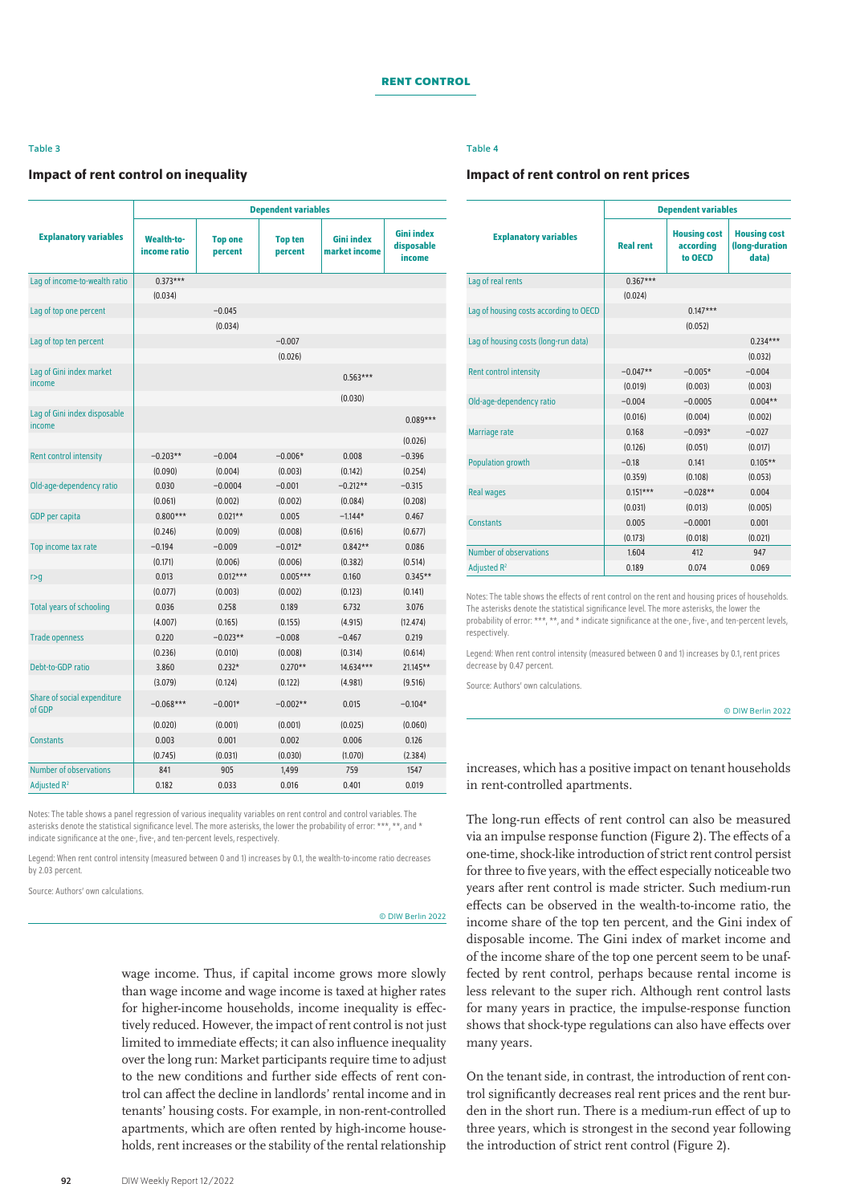Table 3

## Impact of rent control on inequality

| Explanatory variables | Dependent variables | | | | |
|---|---|---|---|---|---|
| | Wealth-to-income ratio | Top one percent | Top ten percent | Gini index market income | Gini index disposable income |
| Lag of income-to-wealth ratio | 0.373*** | | | | |
| | (0.034) | | | | |
| Lag of top one percent | | −0.045 | | | |
| | | (0.034) | | | |
| Lag of top ten percent | | | −0.007 | | |
| | | | (0.026) | | |
| Lag of Gini index market income | | | | 0.563*** | |
| | | | | (0.030) | |
| Lag of Gini index disposable income | | | | | 0.089*** |
| | | | | | (0.026) |
| Rent control intensity | −0.203** | −0.004 | −0.006* | 0.008 | −0.396 |
| | (0.090) | (0.004) | (0.003) | (0.142) | (0.254) |
| Old-age-dependency ratio | 0.030 | −0.0004 | −0.001 | −0.212** | −0.315 |
| | (0.061) | (0.002) | (0.002) | (0.084) | (0.208) |
| GDP per capita | 0.800*** | 0.021** | 0.005 | −1.144* | 0.467 |
| | (0.246) | (0.009) | (0.008) | (0.616) | (0.677) |
| Top income tax rate | −0.194 | −0.009 | −0.012* | 0.842** | 0.086 |
| | (0.171) | (0.006) | (0.006) | (0.382) | (0.514) |
| r>g | 0.013 | 0.012*** | 0.005*** | 0.160 | 0.345** |
| | (0.077) | (0.003) | (0.002) | (0.123) | (0.141) |
| Total years of schooling | 0.036 | 0.258 | 0.189 | 6.732 | 3.076 |
| | (4.007) | (0.165) | (0.155) | (4.915) | (12.474) |
| Trade openness | 0.220 | −0.023** | −0.008 | −0.467 | 0.219 |
| | (0.236) | (0.010) | (0.008) | (0.314) | (0.614) |
| Debt-to-GDP ratio | 3.860 | 0.232* | 0.270** | 14.634*** | 21.145** |
| | (3.079) | (0.124) | (0.122) | (4.981) | (9.516) |
| Share of social expenditure of GDP | −0.068*** | −0.001* | −0.002** | 0.015 | −0.104* |
| | (0.020) | (0.001) | (0.001) | (0.025) | (0.060) |
| Constants | 0.003 | 0.001 | 0.002 | 0.006 | 0.126 |
| | (0.745) | (0.031) | (0.030) | (1.070) | (2.384) |
| Number of observations | 841 | 905 | 1,499 | 759 | 1547 |
| Adjusted $R^2$ | 0.182 | 0.033 | 0.016 | 0.401 | 0.019 |

Notes: The table shows a panel regression of various inequality variables on rent control and control variables. The asterisks denote the statistical significance level. The more asterisks, the lower the probability of error: ***, **, and * indicate significance at the one-, five-, and ten-percent levels, respectively.

Legend: When rent control intensity (measured between 0 and 1) increases by 0.1, the wealth-to-income ratio decreases by 2.03 percent.

Source: Authors' own calculations.

© DIW Berlin 2022

Table 4

## Impact of rent control on rent prices

| Explanatory variables | Dependent variables | | |
|---|---|---|---|
| | Real rent | Housing cost according to OECD | Housing cost (long-duration data) |
| Lag of real rents | 0.367*** | | |
| | (0.024) | | |
| Lag of housing costs according to OECD | | 0.147*** | |
| | | (0.052) | |
| Lag of housing costs (long-run data) | | | 0.234*** |
| | | | (0.032) |
| Rent control intensity | −0.047** | −0.005* | −0.004 |
| | (0.019) | (0.003) | (0.003) |
| Old-age-dependency ratio | −0.004 | −0.0005 | 0.004** |
| | (0.016) | (0.004) | (0.002) |
| Marriage rate | 0.168 | −0.093* | −0.027 |
| | (0.126) | (0.051) | (0.017) |
| Population growth | −0.18 | 0.141 | 0.105** |
| | (0.359) | (0.108) | (0.053) |
| Real wages | 0.151*** | −0.028** | 0.004 |
| | (0.031) | (0.013) | (0.005) |
| Constants | 0.005 | −0.0001 | 0.001 |
| | (0.173) | (0.018) | (0.021) |
| Number of observations | 1.604 | 412 | 947 |
| Adjusted $R^2$ | 0.189 | 0.074 | 0.069 |

Notes: The table shows the effects of rent control on the rent and housing prices of households. The asterisks denote the statistical significance level. The more asterisks, the lower the probability of error: ***, **, and * indicate significance at the one-, five-, and ten-percent levels, respectively.

Legend: When rent control intensity (measured between 0 and 1) increases by 0.1, rent prices decrease by 0.47 percent.

Source: Authors' own calculations.

© DIW Berlin 2022

wage income. Thus, if capital income grows more slowly than wage income and wage income is taxed at higher rates for higher-income households, income inequality is effectively reduced. However, the impact of rent control is not just limited to immediate effects; it can also influence inequality over the long run: Market participants require time to adjust to the new conditions and further side effects of rent control can affect the decline in landlords' rental income and in tenants' housing costs. For example, in non-rent-controlled apartments, which are often rented by high-income households, rent increases or the stability of the rental relationship increases, which has a positive impact on tenant households in rent-controlled apartments.

The long-run effects of rent control can also be measured via an impulse response function (Figure 2). The effects of a one-time, shock-like introduction of strict rent control persist for three to five years, with the effect especially noticeable two years after rent control is made stricter. Such medium-run effects can be observed in the wealth-to-income ratio, the income share of the top ten percent, and the Gini index of disposable income. The Gini index of market income and of the income share of the top one percent seem to be unaffected by rent control, perhaps because rental income is less relevant to the super rich. Although rent control lasts for many years in practice, the impulse-response function shows that shock-type regulations can also have effects over many years.

On the tenant side, in contrast, the introduction of rent control significantly decreases real rent prices and the rent burden in the short run. There is a medium-run effect of up to three years, which is strongest in the second year following the introduction of strict rent control (Figure 2).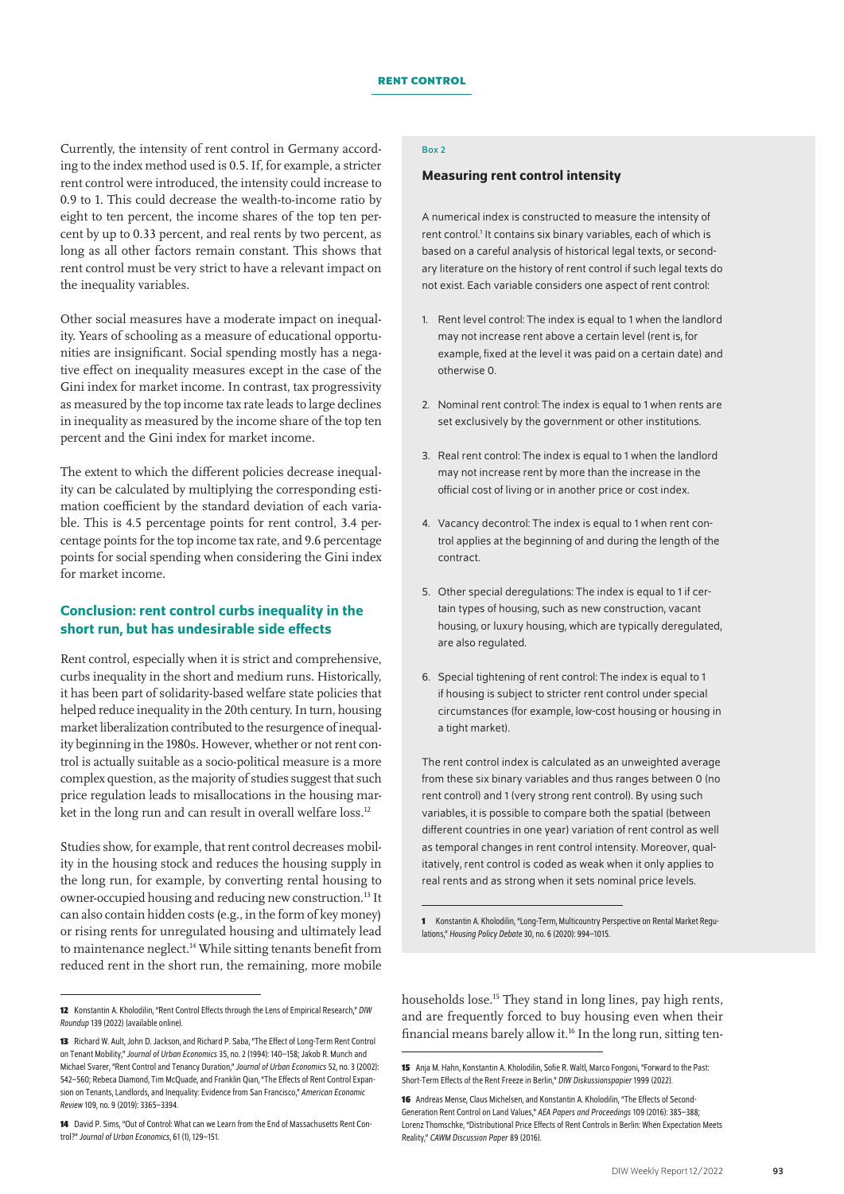Currently, the intensity of rent control in Germany according to the index method used is 0.5. If, for example, a stricter rent control were introduced, the intensity could increase to 0.9 to 1. This could decrease the wealth-to-income ratio by eight to ten percent, the income shares of the top ten percent by up to 0.33 percent, and real rents by two percent, as long as all other factors remain constant. This shows that rent control must be very strict to have a relevant impact on the inequality variables.

Other social measures have a moderate impact on inequality. Years of schooling as a measure of educational opportunities are insignificant. Social spending mostly has a negative effect on inequality measures except in the case of the Gini index for market income. In contrast, tax progressivity as measured by the top income tax rate leads to large declines in inequality as measured by the income share of the top ten percent and the Gini index for market income.

The extent to which the different policies decrease inequality can be calculated by multiplying the corresponding estimation coefficient by the standard deviation of each variable. This is 4.5 percentage points for rent control, 3.4 percentage points for the top income tax rate, and 9.6 percentage points for social spending when considering the Gini index for market income.

## Conclusion: rent control curbs inequality in the short run, but has undesirable side effects

Rent control, especially when it is strict and comprehensive, curbs inequality in the short and medium runs. Historically, it has been part of solidarity-based welfare state policies that helped reduce inequality in the 20th century. In turn, housing market liberalization contributed to the resurgence of inequality beginning in the 1980s. However, whether or not rent control is actually suitable as a socio-political measure is a more complex question, as the majority of studies suggest that such price regulation leads to misallocations in the housing market in the long run and can result in overall welfare loss.[12]

Studies show, for example, that rent control decreases mobility in the housing stock and reduces the housing supply in the long run, for example, by converting rental housing to owner-occupied housing and reducing new construction.[13] It can also contain hidden costs (e.g., in the form of key money) or rising rents for unregulated housing and ultimately lead to maintenance neglect.[14] While sitting tenants benefit from reduced rent in the short run, the remaining, more mobile households lose.[15] They stand in long lines, pay high rents, and are frequently forced to buy housing even when their financial means barely allow it.[16] In the long run, sitting ten-

12 Konstantin A. Kholodilin, "Rent Control Effects through the Lens of Empirical Research," *DIW Roundup* 139 (2022) (available online).

13 Richard W. Ault, John D. Jackson, and Richard P. Saba, "The Effect of Long-Term Rent Control on Tenant Mobility," *Journal of Urban Economics* 35, no. 2 (1994): 140–158; Jakob R. Munch and Michael Svarer, "Rent Control and Tenancy Duration," *Journal of Urban Economics* 52, no. 3 (2002): 542–560; Rebeca Diamond, Tim McQuade, and Franklin Qian, "The Effects of Rent Control Expansion on Tenants, Landlords, and Inequality: Evidence from San Francisco," *American Economic Review* 109, no. 9 (2019): 3365–3394.

14 David P. Sims, "Out of Control: What can we Learn from the End of Massachusetts Rent Control?" *Journal of Urban Economics*, 61 (1), 129–151.

15 Anja M. Hahn, Konstantin A. Kholodilin, Sofie R. Waltl, Marco Fongoni, "Forward to the Past: Short-Term Effects of the Rent Freeze in Berlin," *DIW Diskussionspapier* 1999 (2022).

16 Andreas Mense, Claus Michelsen, and Konstantin A. Kholodilin, "The Effects of Second-Generation Rent Control on Land Values," *AEA Papers and Proceedings* 109 (2016): 385–388; Lorenz Thomschke, "Distributional Price Effects of Rent Controls in Berlin: When Expectation Meets Reality," *CAWM Discussion Paper* 89 (2016).

---

Box 2

### Measuring rent control intensity

A numerical index is constructed to measure the intensity of rent control.[1] It contains six binary variables, each of which is based on a careful analysis of historical legal texts, or secondary literature on the history of rent control if such legal texts do not exist. Each variable considers one aspect of rent control:

1. Rent level control: The index is equal to 1 when the landlord may not increase rent above a certain level (rent is, for example, fixed at the level it was paid on a certain date) and otherwise 0.
2. Nominal rent control: The index is equal to 1 when rents are set exclusively by the government or other institutions.
3. Real rent control: The index is equal to 1 when the landlord may not increase rent by more than the increase in the official cost of living or in another price or cost index.
4. Vacancy decontrol: The index is equal to 1 when rent control applies at the beginning of and during the length of the contract.
5. Other special deregulations: The index is equal to 1 if certain types of housing, such as new construction, vacant housing, or luxury housing, which are typically deregulated, are also regulated.
6. Special tightening of rent control: The index is equal to 1 if housing is subject to stricter rent control under special circumstances (for example, low-cost housing or housing in a tight market).

The rent control index is calculated as an unweighted average from these six binary variables and thus ranges between 0 (no rent control) and 1 (very strong rent control). By using such variables, it is possible to compare both the spatial (between different countries in one year) variation of rent control as well as temporal changes in rent control intensity. Moreover, qualitatively, rent control is coded as weak when it only applies to real rents and as strong when it sets nominal price levels.

1 Konstantin A. Kholodilin, "Long-Term, Multicountry Perspective on Rental Market Regulations," *Housing Policy Debate* 30, no. 6 (2020): 994–1015.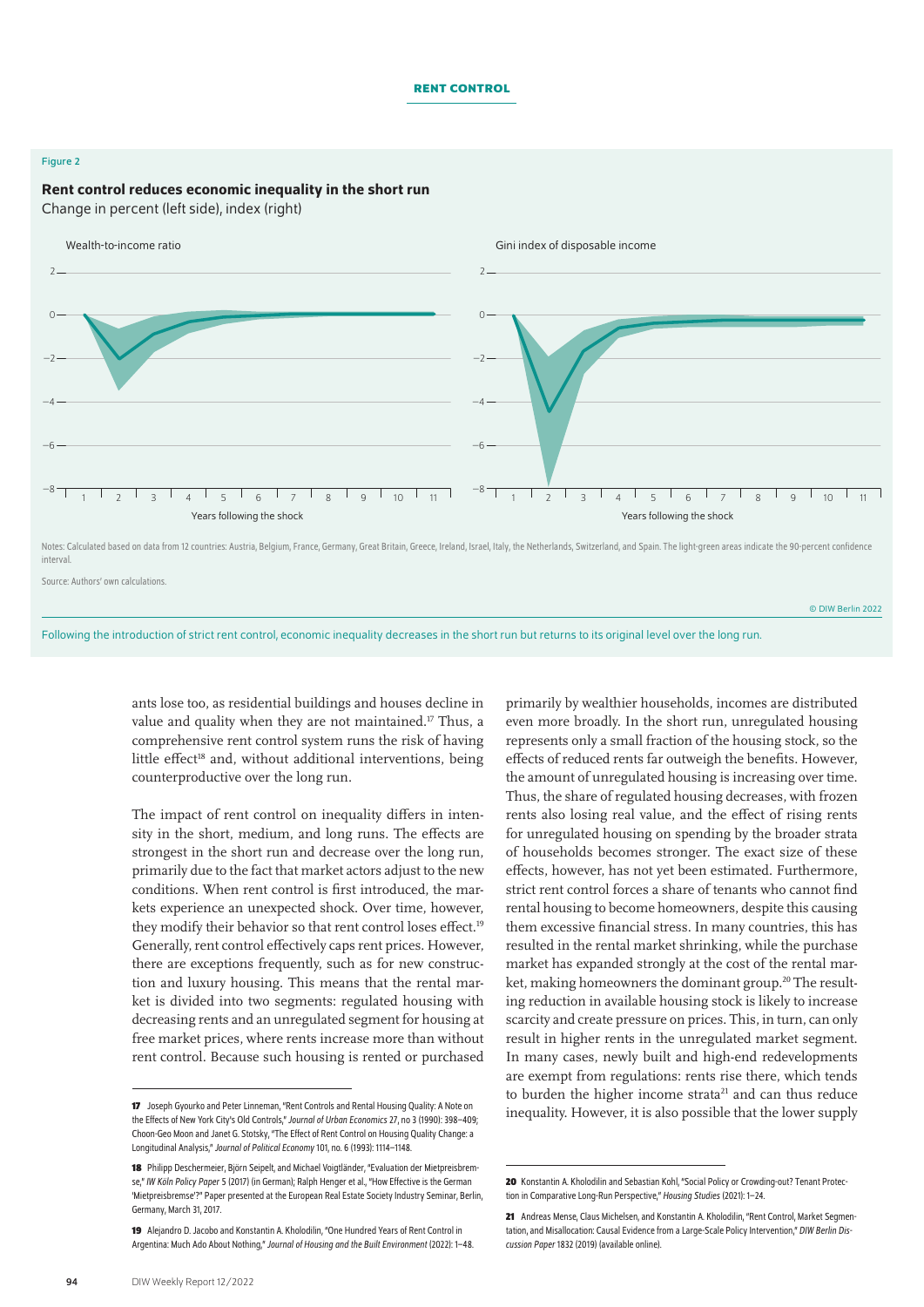Figure 2

**Rent control reduces economic inequality in the short run**
Change in percent (left side), index (right)

Wealth-to-income ratio

Gini index of disposable income

Years following the shock

Notes: Calculated based on data from 12 countries: Austria, Belgium, France, Germany, Great Britain, Greece, Ireland, Israel, Italy, the Netherlands, Switzerland, and Spain. The light-green areas indicate the 90-percent confidence interval.

Source: Authors' own calculations.

© DIW Berlin 2022

Following the introduction of strict rent control, economic inequality decreases in the short run but returns to its original level over the long run.

ants lose too, as residential buildings and houses decline in value and quality when they are not maintained.[17] Thus, a comprehensive rent control system runs the risk of having little effect[18] and, without additional interventions, being counterproductive over the long run.

The impact of rent control on inequality differs in intensity in the short, medium, and long runs. The effects are strongest in the short run and decrease over the long run, primarily due to the fact that market actors adjust to the new conditions. When rent control is first introduced, the markets experience an unexpected shock. Over time, however, they modify their behavior so that rent control loses effect.[19] Generally, rent control effectively caps rent prices. However, there are exceptions frequently, such as for new construction and luxury housing. This means that the rental market is divided into two segments: regulated housing with decreasing rents and an unregulated segment for housing at free market prices, where rents increase more than without rent control. Because such housing is rented or purchased primarily by wealthier households, incomes are distributed even more broadly. In the short run, unregulated housing represents only a small fraction of the housing stock, so the effects of reduced rents far outweigh the benefits. However, the amount of unregulated housing is increasing over time. Thus, the share of regulated housing decreases, with frozen rents also losing real value, and the effect of rising rents for unregulated housing on spending by the broader strata of households becomes stronger. The exact size of these effects, however, has not yet been estimated. Furthermore, strict rent control forces a share of tenants who cannot find rental housing to become homeowners, despite this causing them excessive financial stress. In many countries, this has resulted in the rental market shrinking, while the purchase market has expanded strongly at the cost of the rental market, making homeowners the dominant group.[20] The resulting reduction in available housing stock is likely to increase scarcity and create pressure on prices. This, in turn, can only result in higher rents in the unregulated market segment. In many cases, newly built and high-end redevelopments are exempt from regulations: rents rise there, which tends to burden the higher income strata[21] and can thus reduce inequality. However, it is also possible that the lower supply

---

**17** Joseph Gyourko and Peter Linneman, "Rent Controls and Rental Housing Quality: A Note on the Effects of New York City's Old Controls," *Journal of Urban Economics* 27, no 3 (1990): 398–409; Choon-Geol Moon and Janet G. Stotsky, "The Effect of Rent Control on Housing Quality Change: a Longitudinal Analysis," *Journal of Political Economy* 101, no. 6 (1993): 1114–1148.

**18** Philipp Deschermeier, Björn Seipelt, and Michael Voigtländer, "Evaluation der Mietpreisbremse," *IW Köln Policy Paper* 5 (2017) (in German); Ralph Henger et al., "How Effective is the German 'Mietpreisbremse'?" Paper presented at the European Real Estate Society Industry Seminar, Berlin, Germany, March 31, 2017.

**19** Alejandro D. Jacobo and Konstantin A. Kholodilin, "One Hundred Years of Rent Control in Argentina: Much Ado About Nothing," *Journal of Housing and the Built Environment* (2022): 1–48.

**20** Konstantin A. Kholodilin and Sebastian Kohl, "Social Policy or Crowding-out? Tenant Protection in Comparative Long-Run Perspective," *Housing Studies* (2021): 1–24.

**21** Andreas Mense, Claus Michelsen, and Konstantin A. Kholodilin, "Rent Control, Market Segmentation, and Misallocation: Causal Evidence from a Large-Scale Policy Intervention," *DIW Berlin Discussion Paper* 1832 (2019) (available online).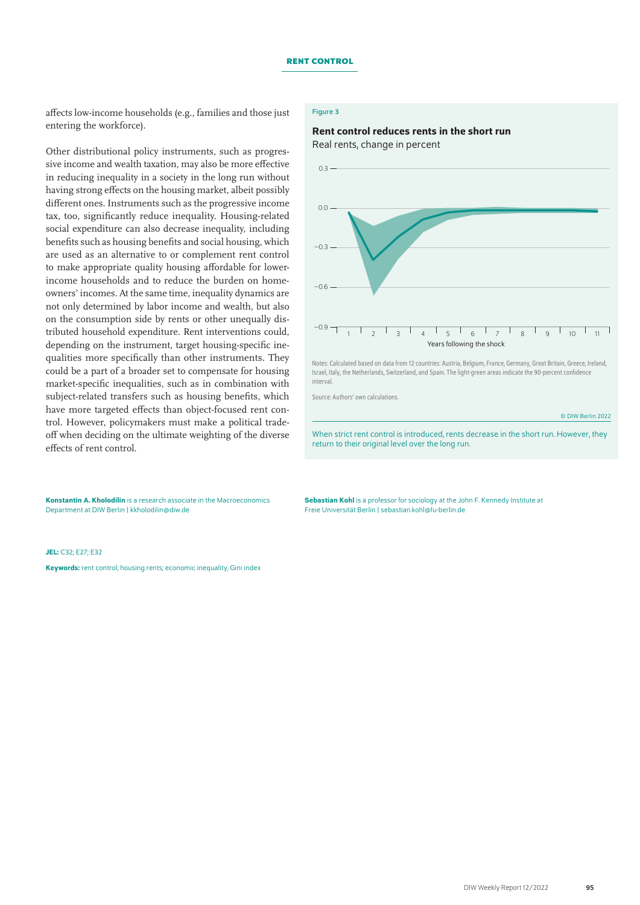affects low-income households (e.g., families and those just entering the workforce).

Other distributional policy instruments, such as progressive income and wealth taxation, may also be more effective in reducing inequality in a society in the long run without having strong effects on the housing market, albeit possibly different ones. Instruments such as the progressive income tax, too, significantly reduce inequality. Housing-related social expenditure can also decrease inequality, including benefits such as housing benefits and social housing, which are used as an alternative to or complement rent control to make appropriate quality housing affordable for lower-income households and to reduce the burden on homeowners' incomes. At the same time, inequality dynamics are not only determined by labor income and wealth, but also on the consumption side by rents or other unequally distributed household expenditure. Rent interventions could, depending on the instrument, target housing-specific inequalities more specifically than other instruments. They could be a part of a broader set to compensate for housing market-specific inequalities, such as in combination with subject-related transfers such as housing benefits, which have more targeted effects than object-focused rent control. However, policymakers must make a political trade-off when deciding on the ultimate weighting of the diverse effects of rent control.

Figure 3

**Rent control reduces rents in the short run**

Real rents, change in percent

Notes: Calculated based on data from 12 countries: Austria, Belgium, France, Germany, Great Britain, Greece, Ireland, Israel, Italy, the Netherlands, Switzerland, and Spain. The light-green areas indicate the 90-percent confidence interval.

Source: Authors' own calculations.

© DIW Berlin 2022

When strict rent control is introduced, rents decrease in the short run. However, they return to their original level over the long run.

**Konstantin A. Kholodilin** is a research associate in the Macroeconomics Department at DIW Berlin | kkholodilin@diw.de

**Sebastian Kohl** is a professor for sociology at the John F. Kennedy Institute at Freie Universität Berlin | sebastian.kohl@fu-berlin.de

**JEL:** C32; E27; E32

**Keywords:** rent control; housing rents; economic inequality, Gini index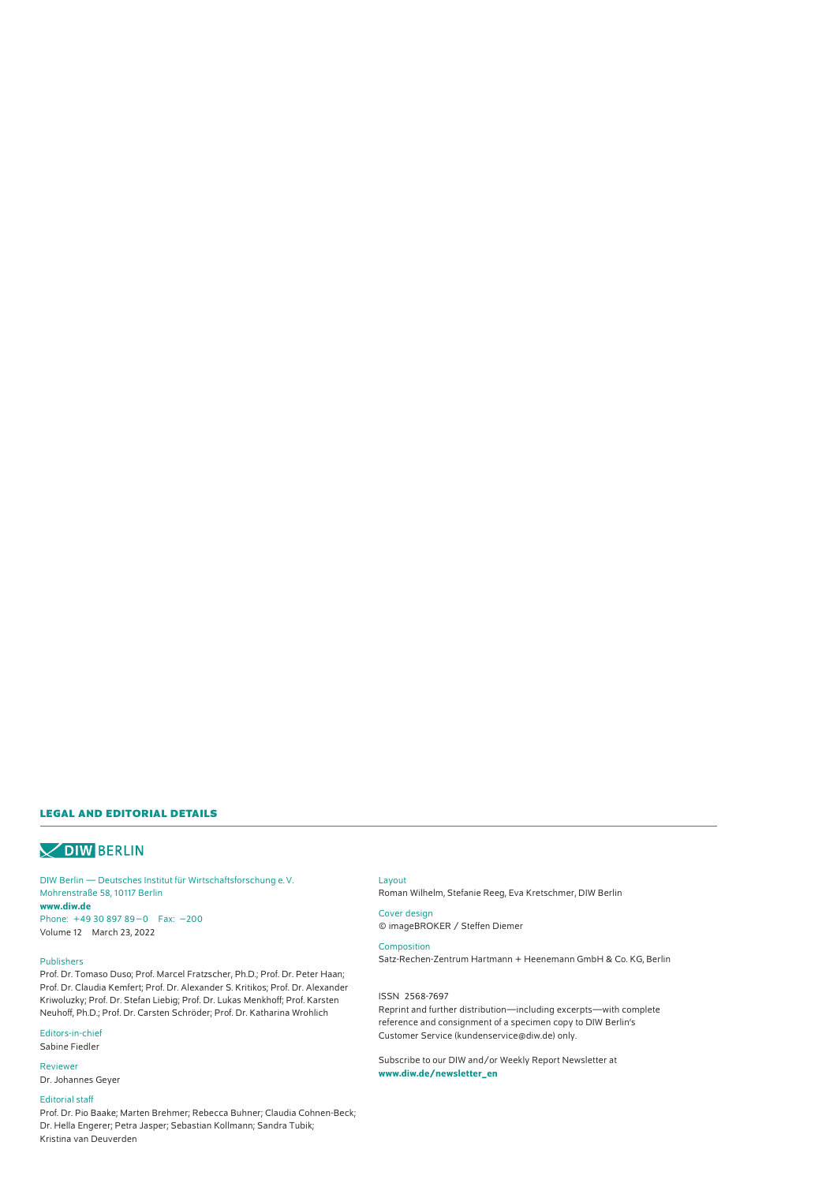## LEGAL AND EDITORIAL DETAILS

DIW BERLIN

DIW Berlin — Deutsches Institut für Wirtschaftsforschung e. V.
Mohrenstraße 58, 10117 Berlin
**www.diw.de**
Phone: +49 30 897 89 – 0 Fax: – 200
Volume 12 March 23, 2022

Publishers
Prof. Dr. Tomaso Duso; Prof. Marcel Fratzscher, Ph.D.; Prof. Dr. Peter Haan; Prof. Dr. Claudia Kemfert; Prof. Dr. Alexander S. Kritikos; Prof. Dr. Alexander Kriwoluzky; Prof. Dr. Stefan Liebig; Prof. Dr. Lukas Menkhoff; Prof. Karsten Neuhoff, Ph.D.; Prof. Dr. Carsten Schröder; Prof. Dr. Katharina Wrohlich

Editors-in-chief
Sabine Fiedler

Reviewer
Dr. Johannes Geyer

Editorial staff
Prof. Dr. Pio Baake; Marten Brehmer; Rebecca Buhner; Claudia Cohnen-Beck; Dr. Hella Engerer; Petra Jasper; Sebastian Kollmann; Sandra Tubik; Kristina van Deuverden

Layout
Roman Wilhelm, Stefanie Reeg, Eva Kretschmer, DIW Berlin

Cover design
© imageBROKER / Steffen Diemer

Composition
Satz-Rechen-Zentrum Hartmann + Heenemann GmbH & Co. KG, Berlin

ISSN 2568-7697

Reprint and further distribution—including excerpts—with complete reference and consignment of a specimen copy to DIW Berlin's Customer Service (kundenservice@diw.de) only.

Subscribe to our DIW and/or Weekly Report Newsletter at
**www.diw.de/newsletter_en**